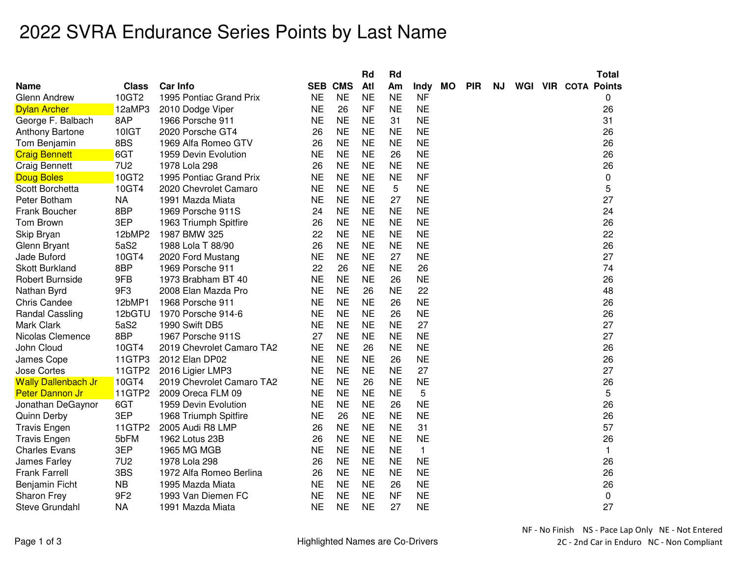# 2022 SVRA Endurance Series Points by Last Name

| Name | Class | Car Info | SEB | CMS | Rd Atl | Rd Am | Indy | MO | PIR | NJ | WGI | VIR | COTA | Total Points |
|---|---|---|---|---|---|---|---|---|---|---|---|---|---|---|
| Glenn Andrew | 10GT2 | 1995 Pontiac Grand Prix | NE | NE | NE | NE | NF | | | | | | | 0 |
| Dylan Archer | 12aMP3 | 2010 Dodge Viper | NE | 26 | NF | NE | NE | | | | | | | 26 |
| George F. Balbach | 8AP | 1966 Porsche 911 | NE | NE | NE | 31 | NE | | | | | | | 31 |
| Anthony Bartone | 10IGT | 2020 Porsche GT4 | 26 | NE | NE | NE | NE | | | | | | | 26 |
| Tom Benjamin | 8BS | 1969 Alfa Romeo GTV | 26 | NE | NE | NE | NE | | | | | | | 26 |
| Craig Bennett | 6GT | 1959 Devin Evolution | NE | NE | NE | 26 | NE | | | | | | | 26 |
| Craig Bennett | 7U2 | 1978 Lola 298 | 26 | NE | NE | NE | NE | | | | | | | 26 |
| Doug Boles | 10GT2 | 1995 Pontiac Grand Prix | NE | NE | NE | NE | NF | | | | | | | 0 |
| Scott Borchetta | 10GT4 | 2020 Chevrolet Camaro | NE | NE | NE | 5 | NE | | | | | | | 5 |
| Peter Botham | NA | 1991 Mazda Miata | NE | NE | NE | 27 | NE | | | | | | | 27 |
| Frank Boucher | 8BP | 1969 Porsche 911S | 24 | NE | NE | NE | NE | | | | | | | 24 |
| Tom Brown | 3EP | 1963 Triumph Spitfire | 26 | NE | NE | NE | NE | | | | | | | 26 |
| Skip Bryan | 12bMP2 | 1987 BMW 325 | 22 | NE | NE | NE | NE | | | | | | | 22 |
| Glenn Bryant | 5aS2 | 1988 Lola T 88/90 | 26 | NE | NE | NE | NE | | | | | | | 26 |
| Jade Buford | 10GT4 | 2020 Ford Mustang | NE | NE | NE | 27 | NE | | | | | | | 27 |
| Skott Burkland | 8BP | 1969 Porsche 911 | 22 | 26 | NE | NE | 26 | | | | | | | 74 |
| Robert Burnside | 9FB | 1973 Brabham BT 40 | NE | NE | NE | 26 | NE | | | | | | | 26 |
| Nathan Byrd | 9F3 | 2008 Elan Mazda Pro | NE | NE | 26 | NE | 22 | | | | | | | 48 |
| Chris Candee | 12bMP1 | 1968 Porsche 911 | NE | NE | NE | 26 | NE | | | | | | | 26 |
| Randal Cassling | 12bGTU | 1970 Porsche 914-6 | NE | NE | NE | 26 | NE | | | | | | | 26 |
| Mark Clark | 5aS2 | 1990 Swift DB5 | NE | NE | NE | NE | 27 | | | | | | | 27 |
| Nicolas Clemence | 8BP | 1967 Porsche 911S | 27 | NE | NE | NE | NE | | | | | | | 27 |
| John Cloud | 10GT4 | 2019 Chevrolet Camaro TA2 | NE | NE | 26 | NE | NE | | | | | | | 26 |
| James Cope | 11GTP3 | 2012 Elan DP02 | NE | NE | NE | 26 | NE | | | | | | | 26 |
| Jose Cortes | 11GTP2 | 2016 Ligier LMP3 | NE | NE | NE | NE | 27 | | | | | | | 27 |
| Wally Dallenbach Jr | 10GT4 | 2019 Chevrolet Camaro TA2 | NE | NE | 26 | NE | NE | | | | | | | 26 |
| Peter Dannon Jr | 11GTP2 | 2009 Oreca FLM 09 | NE | NE | NE | NE | 5 | | | | | | | 5 |
| Jonathan DeGaynor | 6GT | 1959 Devin Evolution | NE | NE | NE | 26 | NE | | | | | | | 26 |
| Quinn Derby | 3EP | 1968 Triumph Spitfire | NE | 26 | NE | NE | NE | | | | | | | 26 |
| Travis Engen | 11GTP2 | 2005 Audi R8 LMP | 26 | NE | NE | NE | 31 | | | | | | | 57 |
| Travis Engen | 5bFM | 1962 Lotus 23B | 26 | NE | NE | NE | NE | | | | | | | 26 |
| Charles Evans | 3EP | 1965 MG MGB | NE | NE | NE | NE | 1 | | | | | | | 1 |
| James Farley | 7U2 | 1978 Lola 298 | 26 | NE | NE | NE | NE | | | | | | | 26 |
| Frank Farrell | 3BS | 1972 Alfa Romeo Berlina | 26 | NE | NE | NE | NE | | | | | | | 26 |
| Benjamin Ficht | NB | 1995 Mazda Miata | NE | NE | NE | 26 | NE | | | | | | | 26 |
| Sharon Frey | 9F2 | 1993 Van Diemen FC | NE | NE | NE | NF | NE | | | | | | | 0 |
| Steve Grundahl | NA | 1991 Mazda Miata | NE | NE | NE | 27 | NE | | | | | | | 27 |

Highlighted Names are Co-Drivers

NF - No Finish NS - Pace Lap Only NE - Not Entered
2C - 2nd Car in Enduro NC - Non Compliant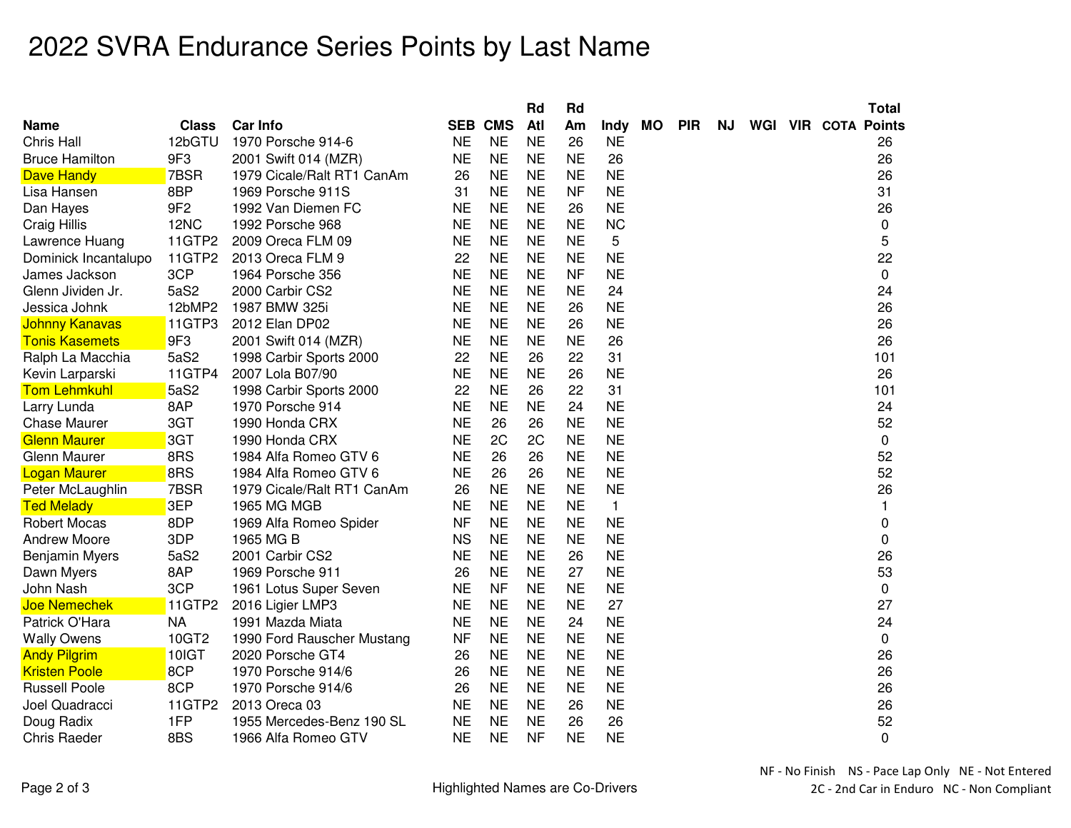# 2022 SVRA Endurance Series Points by Last Name

| Name | Class | Car Info | SEB | CMS | Rd Atl | Rd Am | Indy | MO | PIR | NJ | WGI | VIR | COTA | Total Points |
|---|---|---|---|---|---|---|---|---|---|---|---|---|---|---|
| Chris Hall | 12bGTU | 1970 Porsche 914-6 | NE | NE | NE | 26 | NE | | | | | | | 26 |
| Bruce Hamilton | 9F3 | 2001 Swift 014 (MZR) | NE | NE | NE | NE | 26 | | | | | | | 26 |
| Dave Handy | 7BSR | 1979 Cicale/Ralt RT1 CanAm | 26 | NE | NE | NE | NE | | | | | | | 26 |
| Lisa Hansen | 8BP | 1969 Porsche 911S | 31 | NE | NE | NF | NE | | | | | | | 31 |
| Dan Hayes | 9F2 | 1992 Van Diemen FC | NE | NE | NE | 26 | NE | | | | | | | 26 |
| Craig Hillis | 12NC | 1992 Porsche 968 | NE | NE | NE | NE | NC | | | | | | | 0 |
| Lawrence Huang | 11GTP2 | 2009 Oreca FLM 09 | NE | NE | NE | NE | 5 | | | | | | | 5 |
| Dominick Incantalupo | 11GTP2 | 2013 Oreca FLM 9 | 22 | NE | NE | NE | NE | | | | | | | 22 |
| James Jackson | 3CP | 1964 Porsche 356 | NE | NE | NE | NF | NE | | | | | | | 0 |
| Glenn Jividen Jr. | 5aS2 | 2000 Carbir CS2 | NE | NE | NE | NE | 24 | | | | | | | 24 |
| Jessica Johnk | 12bMP2 | 1987 BMW 325i | NE | NE | NE | 26 | NE | | | | | | | 26 |
| Johnny Kanavas | 11GTP3 | 2012 Elan DP02 | NE | NE | NE | 26 | NE | | | | | | | 26 |
| Tonis Kasemets | 9F3 | 2001 Swift 014 (MZR) | NE | NE | NE | NE | 26 | | | | | | | 26 |
| Ralph La Macchia | 5aS2 | 1998 Carbir Sports 2000 | 22 | NE | 26 | 22 | 31 | | | | | | | 101 |
| Kevin Larparski | 11GTP4 | 2007 Lola B07/90 | NE | NE | NE | 26 | NE | | | | | | | 26 |
| Tom Lehmkuhl | 5aS2 | 1998 Carbir Sports 2000 | 22 | NE | 26 | 22 | 31 | | | | | | | 101 |
| Larry Lunda | 8AP | 1970 Porsche 914 | NE | NE | NE | 24 | NE | | | | | | | 24 |
| Chase Maurer | 3GT | 1990 Honda CRX | NE | 26 | 26 | NE | NE | | | | | | | 52 |
| Glenn Maurer | 3GT | 1990 Honda CRX | NE | 2C | 2C | NE | NE | | | | | | | 0 |
| Glenn Maurer | 8RS | 1984 Alfa Romeo GTV 6 | NE | 26 | 26 | NE | NE | | | | | | | 52 |
| Logan Maurer | 8RS | 1984 Alfa Romeo GTV 6 | NE | 26 | 26 | NE | NE | | | | | | | 52 |
| Peter McLaughlin | 7BSR | 1979 Cicale/Ralt RT1 CanAm | 26 | NE | NE | NE | NE | | | | | | | 26 |
| Ted Melady | 3EP | 1965 MG MGB | NE | NE | NE | NE | 1 | | | | | | | 1 |
| Robert Mocas | 8DP | 1969 Alfa Romeo Spider | NF | NE | NE | NE | NE | | | | | | | 0 |
| Andrew Moore | 3DP | 1965 MG B | NS | NE | NE | NE | NE | | | | | | | 0 |
| Benjamin Myers | 5aS2 | 2001 Carbir CS2 | NE | NE | NE | 26 | NE | | | | | | | 26 |
| Dawn Myers | 8AP | 1969 Porsche 911 | 26 | NE | NE | 27 | NE | | | | | | | 53 |
| John Nash | 3CP | 1961 Lotus Super Seven | NE | NF | NE | NE | NE | | | | | | | 0 |
| Joe Nemechek | 11GTP2 | 2016 Ligier LMP3 | NE | NE | NE | NE | 27 | | | | | | | 27 |
| Patrick O'Hara | NA | 1991 Mazda Miata | NE | NE | NE | 24 | NE | | | | | | | 24 |
| Wally Owens | 10GT2 | 1990 Ford Rauscher Mustang | NF | NE | NE | NE | NE | | | | | | | 0 |
| Andy Pilgrim | 10IGT | 2020 Porsche GT4 | 26 | NE | NE | NE | NE | | | | | | | 26 |
| Kristen Poole | 8CP | 1970 Porsche 914/6 | 26 | NE | NE | NE | NE | | | | | | | 26 |
| Russell Poole | 8CP | 1970 Porsche 914/6 | 26 | NE | NE | NE | NE | | | | | | | 26 |
| Joel Quadracci | 11GTP2 | 2013 Oreca 03 | NE | NE | NE | 26 | NE | | | | | | | 26 |
| Doug Radix | 1FP | 1955 Mercedes-Benz 190 SL | NE | NE | NE | 26 | 26 | | | | | | | 52 |
| Chris Raeder | 8BS | 1966 Alfa Romeo GTV | NE | NE | NF | NE | NE | | | | | | | 0 |

Highlighted Names are Co-Drivers

NF - No Finish NS - Pace Lap Only NE - Not Entered
2C - 2nd Car in Enduro NC - Non Compliant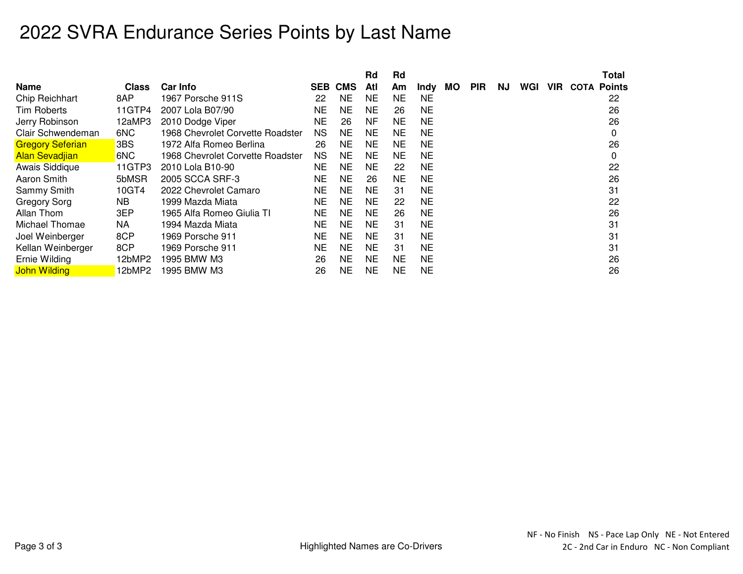# 2022 SVRA Endurance Series Points by Last Name

| Name | Class | Car Info | SEB | CMS | Rd Atl | Rd Am | Indy | MO | PIR | NJ | WGI | VIR | COTA | Total Points |
|---|---|---|---|---|---|---|---|---|---|---|---|---|---|---|
| Chip Reichhart | 8AP | 1967 Porsche 911S | 22 | NE | NE | NE | NE | | | | | | | 22 |
| Tim Roberts | 11GTP4 | 2007 Lola B07/90 | NE | NE | NE | 26 | NE | | | | | | | 26 |
| Jerry Robinson | 12aMP3 | 2010 Dodge Viper | NE | 26 | NF | NE | NE | | | | | | | 26 |
| Clair Schwendeman | 6NC | 1968 Chevrolet Corvette Roadster | NS | NE | NE | NE | NE | | | | | | | 0 |
| Gregory Seferian | 3BS | 1972 Alfa Romeo Berlina | 26 | NE | NE | NE | NE | | | | | | | 26 |
| Alan Sevadjian | 6NC | 1968 Chevrolet Corvette Roadster | NS | NE | NE | NE | NE | | | | | | | 0 |
| Awais Siddique | 11GTP3 | 2010 Lola B10-90 | NE | NE | NE | 22 | NE | | | | | | | 22 |
| Aaron Smith | 5bMSR | 2005 SCCA SRF-3 | NE | NE | 26 | NE | NE | | | | | | | 26 |
| Sammy Smith | 10GT4 | 2022 Chevrolet Camaro | NE | NE | NE | 31 | NE | | | | | | | 31 |
| Gregory Sorg | NB | 1999 Mazda Miata | NE | NE | NE | 22 | NE | | | | | | | 22 |
| Allan Thom | 3EP | 1965 Alfa Romeo Giulia TI | NE | NE | NE | 26 | NE | | | | | | | 26 |
| Michael Thomae | NA | 1994 Mazda Miata | NE | NE | NE | 31 | NE | | | | | | | 31 |
| Joel Weinberger | 8CP | 1969 Porsche 911 | NE | NE | NE | 31 | NE | | | | | | | 31 |
| Kellan Weinberger | 8CP | 1969 Porsche 911 | NE | NE | NE | 31 | NE | | | | | | | 31 |
| Ernie Wilding | 12bMP2 | 1995 BMW M3 | 26 | NE | NE | NE | NE | | | | | | | 26 |
| John Wilding | 12bMP2 | 1995 BMW M3 | 26 | NE | NE | NE | NE | | | | | | | 26 |

Highlighted Names are Co-Drivers

NF - No Finish   NS - Pace Lap Only   NE - Not Entered
2C - 2nd Car in Enduro   NC - Non Compliant